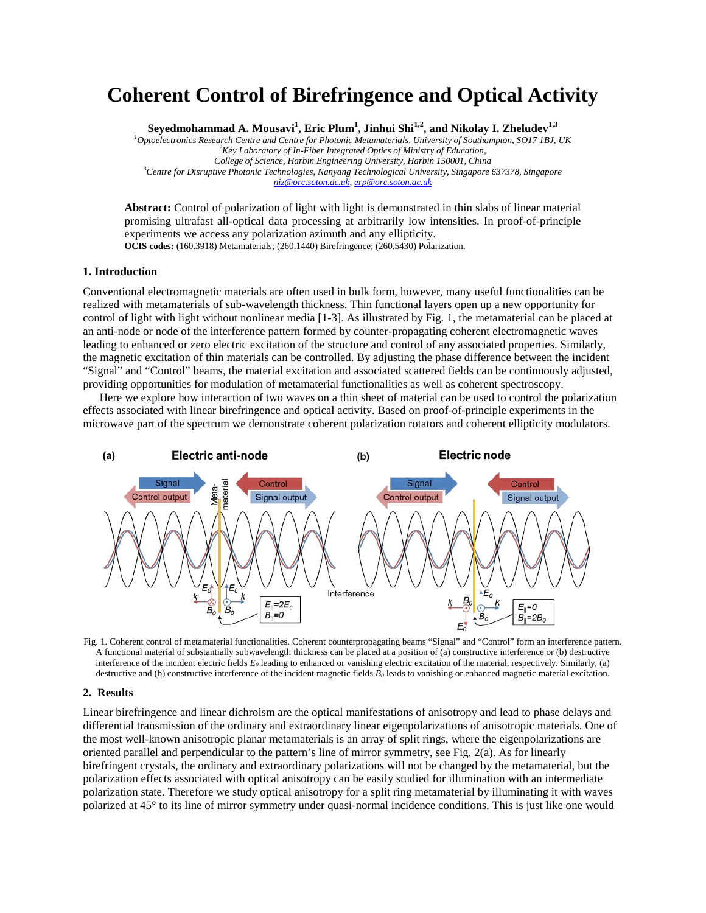# Coherent Control of Birefringence and Optical Activity

**Seyedmohammad A. Mousavi[1], Eric Plum[1], Jinhui Shi[1,2], and Nikolay I. Zheludev[1,3]**

*[1]Optoelectronics Research Centre and Centre for Photonic Metamaterials, University of Southampton, SO17 1BJ, UK*
*[2]Key Laboratory of In-Fiber Integrated Optics of Ministry of Education, College of Science, Harbin Engineering University, Harbin 150001, China*
*[3]Centre for Disruptive Photonic Technologies, Nanyang Technological University, Singapore 637378, Singapore*
niz@orc.soton.ac.uk, erp@orc.soton.ac.uk

**Abstract:** Control of polarization of light with light is demonstrated in thin slabs of linear material promising ultrafast all-optical data processing at arbitrarily low intensities. In proof-of-principle experiments we access any polarization azimuth and any ellipticity.
**OCIS codes:** (160.3918) Metamaterials; (260.1440) Birefringence; (260.5430) Polarization.

## 1. Introduction

Conventional electromagnetic materials are often used in bulk form, however, many useful functionalities can be realized with metamaterials of sub-wavelength thickness. Thin functional layers open up a new opportunity for control of light with light without nonlinear media [1-3]. As illustrated by Fig. 1, the metamaterial can be placed at an anti-node or node of the interference pattern formed by counter-propagating coherent electromagnetic waves leading to enhanced or zero electric excitation of the structure and control of any associated properties. Similarly, the magnetic excitation of thin materials can be controlled. By adjusting the phase difference between the incident "Signal" and "Control" beams, the material excitation and associated scattered fields can be continuously adjusted, providing opportunities for modulation of metamaterial functionalities as well as coherent spectroscopy.

Here we explore how interaction of two waves on a thin sheet of material can be used to control the polarization effects associated with linear birefringence and optical activity. Based on proof-of-principle experiments in the microwave part of the spectrum we demonstrate coherent polarization rotators and coherent ellipticity modulators.

Fig. 1. Coherent control of metamaterial functionalities. Coherent counterpropagating beams "Signal" and "Control" form an interference pattern. A functional material of substantially subwavelength thickness can be placed at a position of (a) constructive interference or (b) destructive interference of the incident electric fields $E_0$ leading to enhanced or vanishing electric excitation of the material, respectively. Similarly, (a) destructive and (b) constructive interference of the incident magnetic fields $B_0$ leads to vanishing or enhanced magnetic material excitation.

## 2. Results

Linear birefringence and linear dichroism are the optical manifestations of anisotropy and lead to phase delays and differential transmission of the ordinary and extraordinary linear eigenpolarizations of anisotropic materials. One of the most well-known anisotropic planar metamaterials is an array of split rings, where the eigenpolarizations are oriented parallel and perpendicular to the pattern's line of mirror symmetry, see Fig. 2(a). As for linearly birefringent crystals, the ordinary and extraordinary polarizations will not be changed by the metamaterial, but the polarization effects associated with optical anisotropy can be easily studied for illumination with an intermediate polarization state. Therefore we study optical anisotropy for a split ring metamaterial by illuminating it with waves polarized at 45° to its line of mirror symmetry under quasi-normal incidence conditions. This is just like one would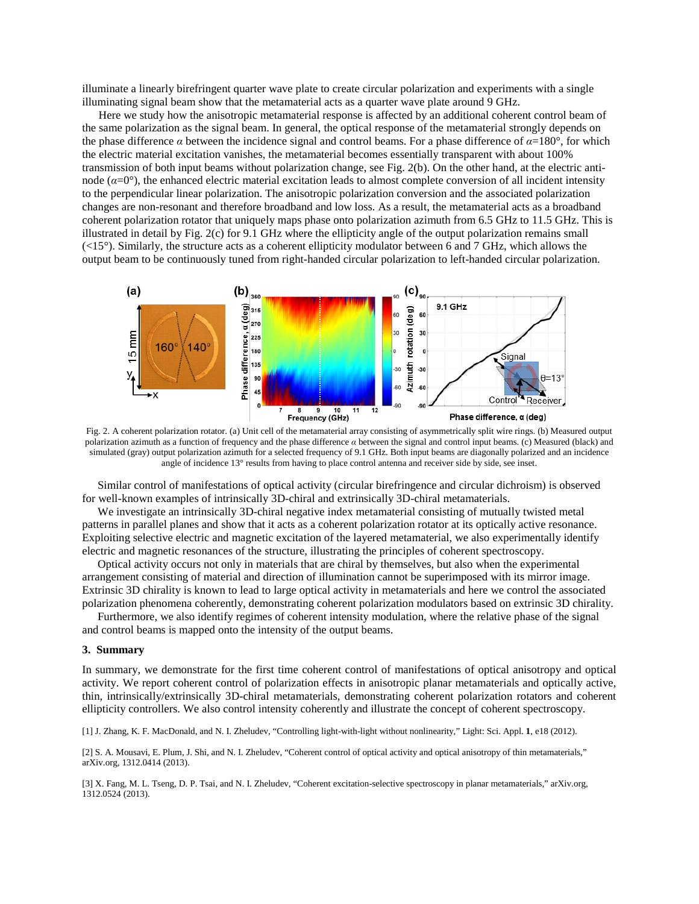illuminate a linearly birefringent quarter wave plate to create circular polarization and experiments with a single illuminating signal beam show that the metamaterial acts as a quarter wave plate around 9 GHz.

Here we study how the anisotropic metamaterial response is affected by an additional coherent control beam of the same polarization as the signal beam. In general, the optical response of the metamaterial strongly depends on the phase difference $\alpha$ between the incidence signal and control beams. For a phase difference of $\alpha$=180°, for which the electric material excitation vanishes, the metamaterial becomes essentially transparent with about 100% transmission of both input beams without polarization change, see Fig. 2(b). On the other hand, at the electric anti-node ($\alpha$=0°), the enhanced electric material excitation leads to almost complete conversion of all incident intensity to the perpendicular linear polarization. The anisotropic polarization conversion and the associated polarization changes are non-resonant and therefore broadband and low loss. As a result, the metamaterial acts as a broadband coherent polarization rotator that uniquely maps phase onto polarization azimuth from 6.5 GHz to 11.5 GHz. This is illustrated in detail by Fig. 2(c) for 9.1 GHz where the ellipticity angle of the output polarization remains small (<15°). Similarly, the structure acts as a coherent ellipticity modulator between 6 and 7 GHz, which allows the output beam to be continuously tuned from right-handed circular polarization to left-handed circular polarization.

(a)
15 mm
160°
140°
y
x

(b)
Phase difference, α (deg)
360
315
270
225
180
135
90
45
0
7 8 9 10 11 12
Frequency (GHz)
90
60
30
0
-30
-60
-90

(c)
Azimuth rotation (deg)
90
60
30
0
-30
-60
-90
9.1 GHz
Signal
θ=13°
Control
Receiver
Phase difference, α (deg)

Fig. 2. A coherent polarization rotator. (a) Unit cell of the metamaterial array consisting of asymmetrically split wire rings. (b) Measured output polarization azimuth as a function of frequency and the phase difference $\alpha$ between the signal and control input beams. (c) Measured (black) and simulated (gray) output polarization azimuth for a selected frequency of 9.1 GHz. Both input beams are diagonally polarized and an incidence angle of incidence 13° results from having to place control antenna and receiver side by side, see inset.

Similar control of manifestations of optical activity (circular birefringence and circular dichroism) is observed for well-known examples of intrinsically 3D-chiral and extrinsically 3D-chiral metamaterials.

We investigate an intrinsically 3D-chiral negative index metamaterial consisting of mutually twisted metal patterns in parallel planes and show that it acts as a coherent polarization rotator at its optically active resonance. Exploiting selective electric and magnetic excitation of the layered metamaterial, we also experimentally identify electric and magnetic resonances of the structure, illustrating the principles of coherent spectroscopy.

Optical activity occurs not only in materials that are chiral by themselves, but also when the experimental arrangement consisting of material and direction of illumination cannot be superimposed with its mirror image. Extrinsic 3D chirality is known to lead to large optical activity in metamaterials and here we control the associated polarization phenomena coherently, demonstrating coherent polarization modulators based on extrinsic 3D chirality.

Furthermore, we also identify regimes of coherent intensity modulation, where the relative phase of the signal and control beams is mapped onto the intensity of the output beams.

### 3. Summary

In summary, we demonstrate for the first time coherent control of manifestations of optical anisotropy and optical activity. We report coherent control of polarization effects in anisotropic planar metamaterials and optically active, thin, intrinsically/extrinsically 3D-chiral metamaterials, demonstrating coherent polarization rotators and coherent ellipticity controllers. We also control intensity coherently and illustrate the concept of coherent spectroscopy.

[1] J. Zhang, K. F. MacDonald, and N. I. Zheludev, "Controlling light-with-light without nonlinearity," Light: Sci. Appl. **1**, e18 (2012).

[2] S. A. Mousavi, E. Plum, J. Shi, and N. I. Zheludev, "Coherent control of optical activity and optical anisotropy of thin metamaterials," arXiv.org, 1312.0414 (2013).

[3] X. Fang, M. L. Tseng, D. P. Tsai, and N. I. Zheludev, "Coherent excitation-selective spectroscopy in planar metamaterials," arXiv.org, 1312.0524 (2013).